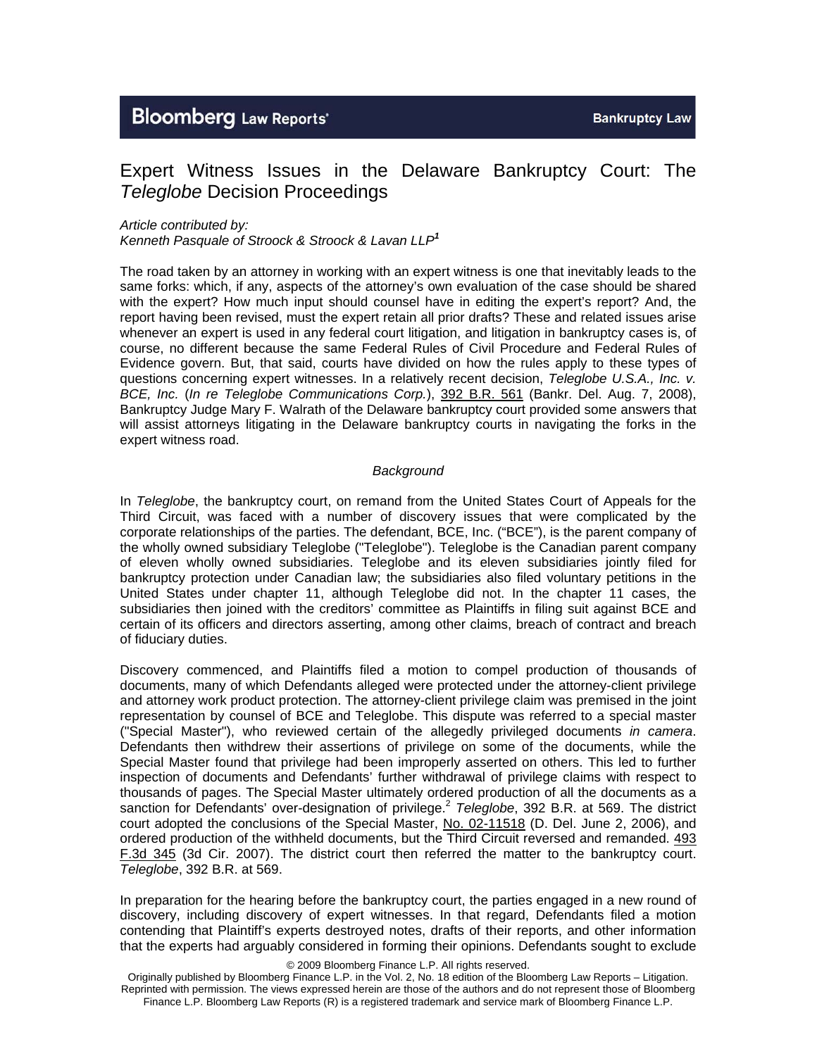# Expert Witness Issues in the Delaware Bankruptcy Court: The *Teleglobe* Decision Proceedings

*Article contributed by:*
*Kenneth Pasquale of Stroock & Stroock & Lavan LLP*[1]

The road taken by an attorney in working with an expert witness is one that inevitably leads to the same forks: which, if any, aspects of the attorney's own evaluation of the case should be shared with the expert? How much input should counsel have in editing the expert's report? And, the report having been revised, must the expert retain all prior drafts? These and related issues arise whenever an expert is used in any federal court litigation, and litigation in bankruptcy cases is, of course, no different because the same Federal Rules of Civil Procedure and Federal Rules of Evidence govern. But, that said, courts have divided on how the rules apply to these types of questions concerning expert witnesses. In a relatively recent decision, *Teleglobe U.S.A., Inc. v. BCE, Inc.* (*In re Teleglobe Communications Corp.*), 392 B.R. 561 (Bankr. Del. Aug. 7, 2008), Bankruptcy Judge Mary F. Walrath of the Delaware bankruptcy court provided some answers that will assist attorneys litigating in the Delaware bankruptcy courts in navigating the forks in the expert witness road.

*Background*

In *Teleglobe*, the bankruptcy court, on remand from the United States Court of Appeals for the Third Circuit, was faced with a number of discovery issues that were complicated by the corporate relationships of the parties. The defendant, BCE, Inc. ("BCE"), is the parent company of the wholly owned subsidiary Teleglobe ("Teleglobe"). Teleglobe is the Canadian parent company of eleven wholly owned subsidiaries. Teleglobe and its eleven subsidiaries jointly filed for bankruptcy protection under Canadian law; the subsidiaries also filed voluntary petitions in the United States under chapter 11, although Teleglobe did not. In the chapter 11 cases, the subsidiaries then joined with the creditors' committee as Plaintiffs in filing suit against BCE and certain of its officers and directors asserting, among other claims, breach of contract and breach of fiduciary duties.

Discovery commenced, and Plaintiffs filed a motion to compel production of thousands of documents, many of which Defendants alleged were protected under the attorney-client privilege and attorney work product protection. The attorney-client privilege claim was premised in the joint representation by counsel of BCE and Teleglobe. This dispute was referred to a special master ("Special Master"), who reviewed certain of the allegedly privileged documents *in camera*. Defendants then withdrew their assertions of privilege on some of the documents, while the Special Master found that privilege had been improperly asserted on others. This led to further inspection of documents and Defendants' further withdrawal of privilege claims with respect to thousands of pages. The Special Master ultimately ordered production of all the documents as a sanction for Defendants' over-designation of privilege.[2] *Teleglobe*, 392 B.R. at 569. The district court adopted the conclusions of the Special Master, No. 02-11518 (D. Del. June 2, 2006), and ordered production of the withheld documents, but the Third Circuit reversed and remanded. 493 F.3d 345 (3d Cir. 2007). The district court then referred the matter to the bankruptcy court. *Teleglobe*, 392 B.R. at 569.

In preparation for the hearing before the bankruptcy court, the parties engaged in a new round of discovery, including discovery of expert witnesses. In that regard, Defendants filed a motion contending that Plaintiff's experts destroyed notes, drafts of their reports, and other information that the experts had arguably considered in forming their opinions. Defendants sought to exclude

© 2009 Bloomberg Finance L.P. All rights reserved.
Originally published by Bloomberg Finance L.P. in the Vol. 2, No. 18 edition of the Bloomberg Law Reports – Litigation. Reprinted with permission. The views expressed herein are those of the authors and do not represent those of Bloomberg Finance L.P. Bloomberg Law Reports (R) is a registered trademark and service mark of Bloomberg Finance L.P.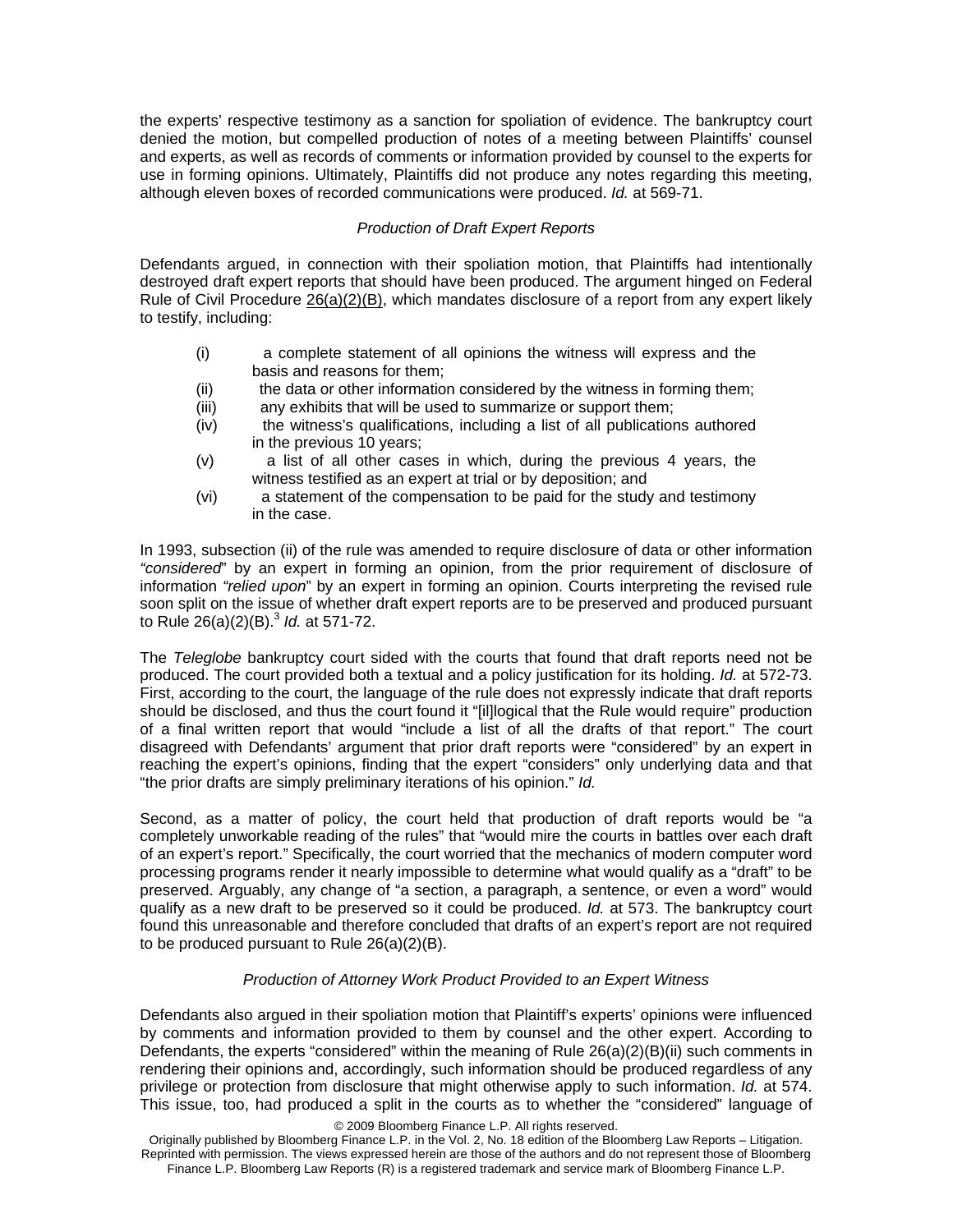the experts' respective testimony as a sanction for spoliation of evidence. The bankruptcy court denied the motion, but compelled production of notes of a meeting between Plaintiffs' counsel and experts, as well as records of comments or information provided by counsel to the experts for use in forming opinions. Ultimately, Plaintiffs did not produce any notes regarding this meeting, although eleven boxes of recorded communications were produced. *Id.* at 569-71.

*Production of Draft Expert Reports*

Defendants argued, in connection with their spoliation motion, that Plaintiffs had intentionally destroyed draft expert reports that should have been produced. The argument hinged on Federal Rule of Civil Procedure 26(a)(2)(B), which mandates disclosure of a report from any expert likely to testify, including:

(i) a complete statement of all opinions the witness will express and the basis and reasons for them;
(ii) the data or other information considered by the witness in forming them;
(iii) any exhibits that will be used to summarize or support them;
(iv) the witness's qualifications, including a list of all publications authored in the previous 10 years;
(v) a list of all other cases in which, during the previous 4 years, the witness testified as an expert at trial or by deposition; and
(vi) a statement of the compensation to be paid for the study and testimony in the case.

In 1993, subsection (ii) of the rule was amended to require disclosure of data or other information *"considered*" by an expert in forming an opinion, from the prior requirement of disclosure of information *"relied upon*" by an expert in forming an opinion. Courts interpreting the revised rule soon split on the issue of whether draft expert reports are to be preserved and produced pursuant to Rule 26(a)(2)(B).[3] *Id.* at 571-72.

The *Teleglobe* bankruptcy court sided with the courts that found that draft reports need not be produced. The court provided both a textual and a policy justification for its holding. *Id.* at 572-73. First, according to the court, the language of the rule does not expressly indicate that draft reports should be disclosed, and thus the court found it "[il]logical that the Rule would require" production of a final written report that would "include a list of all the drafts of that report." The court disagreed with Defendants' argument that prior draft reports were "considered" by an expert in reaching the expert's opinions, finding that the expert "considers" only underlying data and that "the prior drafts are simply preliminary iterations of his opinion." *Id.*

Second, as a matter of policy, the court held that production of draft reports would be "a completely unworkable reading of the rules" that "would mire the courts in battles over each draft of an expert's report." Specifically, the court worried that the mechanics of modern computer word processing programs render it nearly impossible to determine what would qualify as a "draft" to be preserved. Arguably, any change of "a section, a paragraph, a sentence, or even a word" would qualify as a new draft to be preserved so it could be produced. *Id.* at 573. The bankruptcy court found this unreasonable and therefore concluded that drafts of an expert's report are not required to be produced pursuant to Rule 26(a)(2)(B).

*Production of Attorney Work Product Provided to an Expert Witness*

Defendants also argued in their spoliation motion that Plaintiff's experts' opinions were influenced by comments and information provided to them by counsel and the other expert. According to Defendants, the experts "considered" within the meaning of Rule 26(a)(2)(B)(ii) such comments in rendering their opinions and, accordingly, such information should be produced regardless of any privilege or protection from disclosure that might otherwise apply to such information. *Id.* at 574. This issue, too, had produced a split in the courts as to whether the "considered" language of

© 2009 Bloomberg Finance L.P. All rights reserved.
Originally published by Bloomberg Finance L.P. in the Vol. 2, No. 18 edition of the Bloomberg Law Reports – Litigation. Reprinted with permission. The views expressed herein are those of the authors and do not represent those of Bloomberg Finance L.P. Bloomberg Law Reports (R) is a registered trademark and service mark of Bloomberg Finance L.P.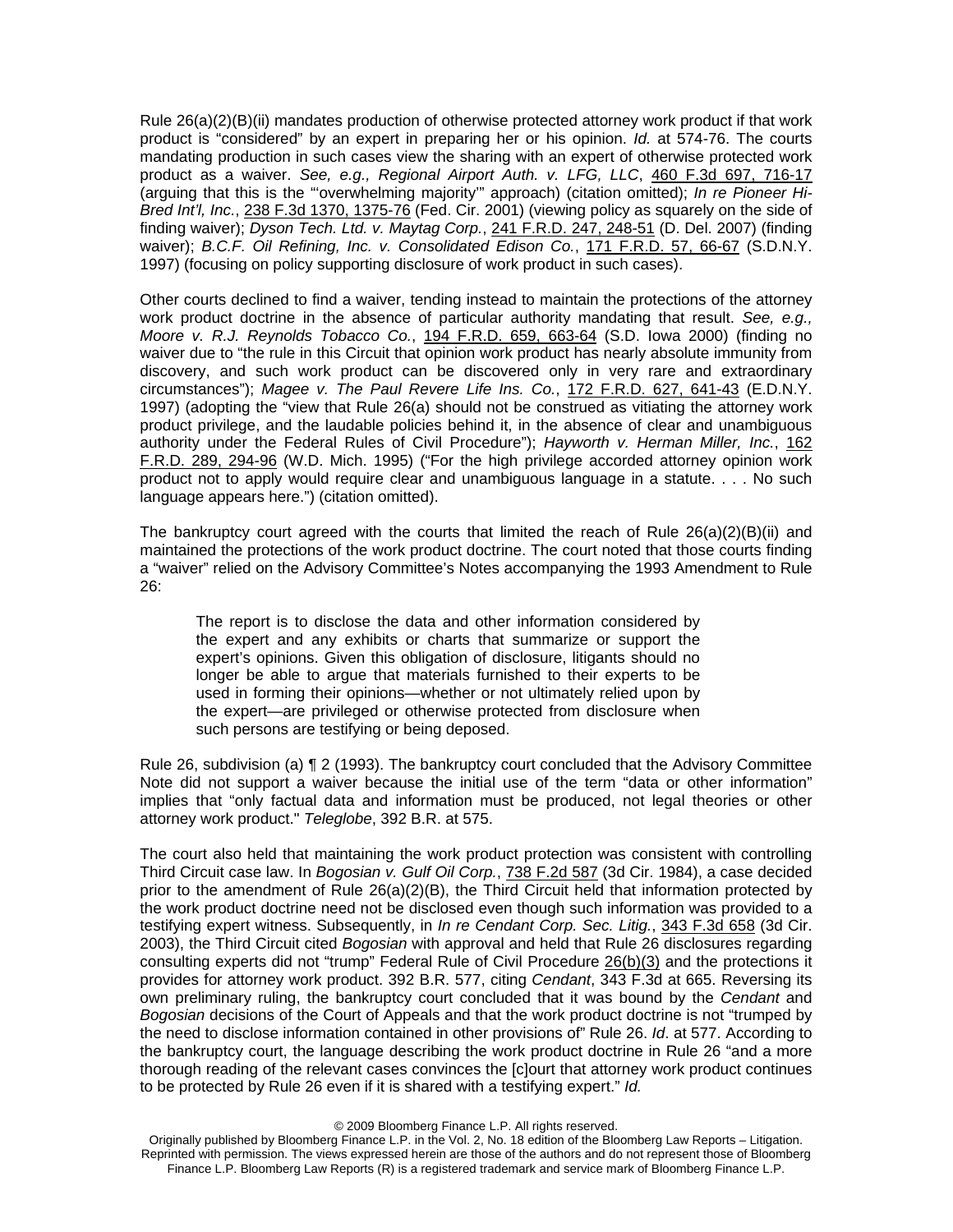Rule 26(a)(2)(B)(ii) mandates production of otherwise protected attorney work product if that work product is "considered" by an expert in preparing her or his opinion. *Id.* at 574-76. The courts mandating production in such cases view the sharing with an expert of otherwise protected work product as a waiver. *See, e.g., Regional Airport Auth. v. LFG, LLC*, 460 F.3d 697, 716-17 (arguing that this is the "'overwhelming majority'" approach) (citation omitted); *In re Pioneer Hi-Bred Int'l, Inc.*, 238 F.3d 1370, 1375-76 (Fed. Cir. 2001) (viewing policy as squarely on the side of finding waiver); *Dyson Tech. Ltd. v. Maytag Corp.*, 241 F.R.D. 247, 248-51 (D. Del. 2007) (finding waiver); *B.C.F. Oil Refining, Inc. v. Consolidated Edison Co.*, 171 F.R.D. 57, 66-67 (S.D.N.Y. 1997) (focusing on policy supporting disclosure of work product in such cases).

Other courts declined to find a waiver, tending instead to maintain the protections of the attorney work product doctrine in the absence of particular authority mandating that result. *See, e.g., Moore v. R.J. Reynolds Tobacco Co.*, 194 F.R.D. 659, 663-64 (S.D. Iowa 2000) (finding no waiver due to "the rule in this Circuit that opinion work product has nearly absolute immunity from discovery, and such work product can be discovered only in very rare and extraordinary circumstances"); *Magee v. The Paul Revere Life Ins. Co.*, 172 F.R.D. 627, 641-43 (E.D.N.Y. 1997) (adopting the "view that Rule 26(a) should not be construed as vitiating the attorney work product privilege, and the laudable policies behind it, in the absence of clear and unambiguous authority under the Federal Rules of Civil Procedure"); *Hayworth v. Herman Miller, Inc.*, 162 F.R.D. 289, 294-96 (W.D. Mich. 1995) ("For the high privilege accorded attorney opinion work product not to apply would require clear and unambiguous language in a statute. . . . No such language appears here.") (citation omitted).

The bankruptcy court agreed with the courts that limited the reach of Rule 26(a)(2)(B)(ii) and maintained the protections of the work product doctrine. The court noted that those courts finding a "waiver" relied on the Advisory Committee's Notes accompanying the 1993 Amendment to Rule 26:

> The report is to disclose the data and other information considered by the expert and any exhibits or charts that summarize or support the expert's opinions. Given this obligation of disclosure, litigants should no longer be able to argue that materials furnished to their experts to be used in forming their opinions—whether or not ultimately relied upon by the expert—are privileged or otherwise protected from disclosure when such persons are testifying or being deposed.

Rule 26, subdivision (a) ¶ 2 (1993). The bankruptcy court concluded that the Advisory Committee Note did not support a waiver because the initial use of the term "data or other information" implies that "only factual data and information must be produced, not legal theories or other attorney work product." *Teleglobe*, 392 B.R. at 575.

The court also held that maintaining the work product protection was consistent with controlling Third Circuit case law. In *Bogosian v. Gulf Oil Corp.*, 738 F.2d 587 (3d Cir. 1984), a case decided prior to the amendment of Rule 26(a)(2)(B), the Third Circuit held that information protected by the work product doctrine need not be disclosed even though such information was provided to a testifying expert witness. Subsequently, in *In re Cendant Corp. Sec. Litig.*, 343 F.3d 658 (3d Cir. 2003), the Third Circuit cited *Bogosian* with approval and held that Rule 26 disclosures regarding consulting experts did not "trump" Federal Rule of Civil Procedure 26(b)(3) and the protections it provides for attorney work product. 392 B.R. 577, citing *Cendant*, 343 F.3d at 665. Reversing its own preliminary ruling, the bankruptcy court concluded that it was bound by the *Cendant* and *Bogosian* decisions of the Court of Appeals and that the work product doctrine is not "trumped by the need to disclose information contained in other provisions of" Rule 26. *Id*. at 577. According to the bankruptcy court, the language describing the work product doctrine in Rule 26 "and a more thorough reading of the relevant cases convinces the [c]ourt that attorney work product continues to be protected by Rule 26 even if it is shared with a testifying expert." *Id.*

© 2009 Bloomberg Finance L.P. All rights reserved.
Originally published by Bloomberg Finance L.P. in the Vol. 2, No. 18 edition of the Bloomberg Law Reports – Litigation. Reprinted with permission. The views expressed herein are those of the authors and do not represent those of Bloomberg Finance L.P. Bloomberg Law Reports (R) is a registered trademark and service mark of Bloomberg Finance L.P.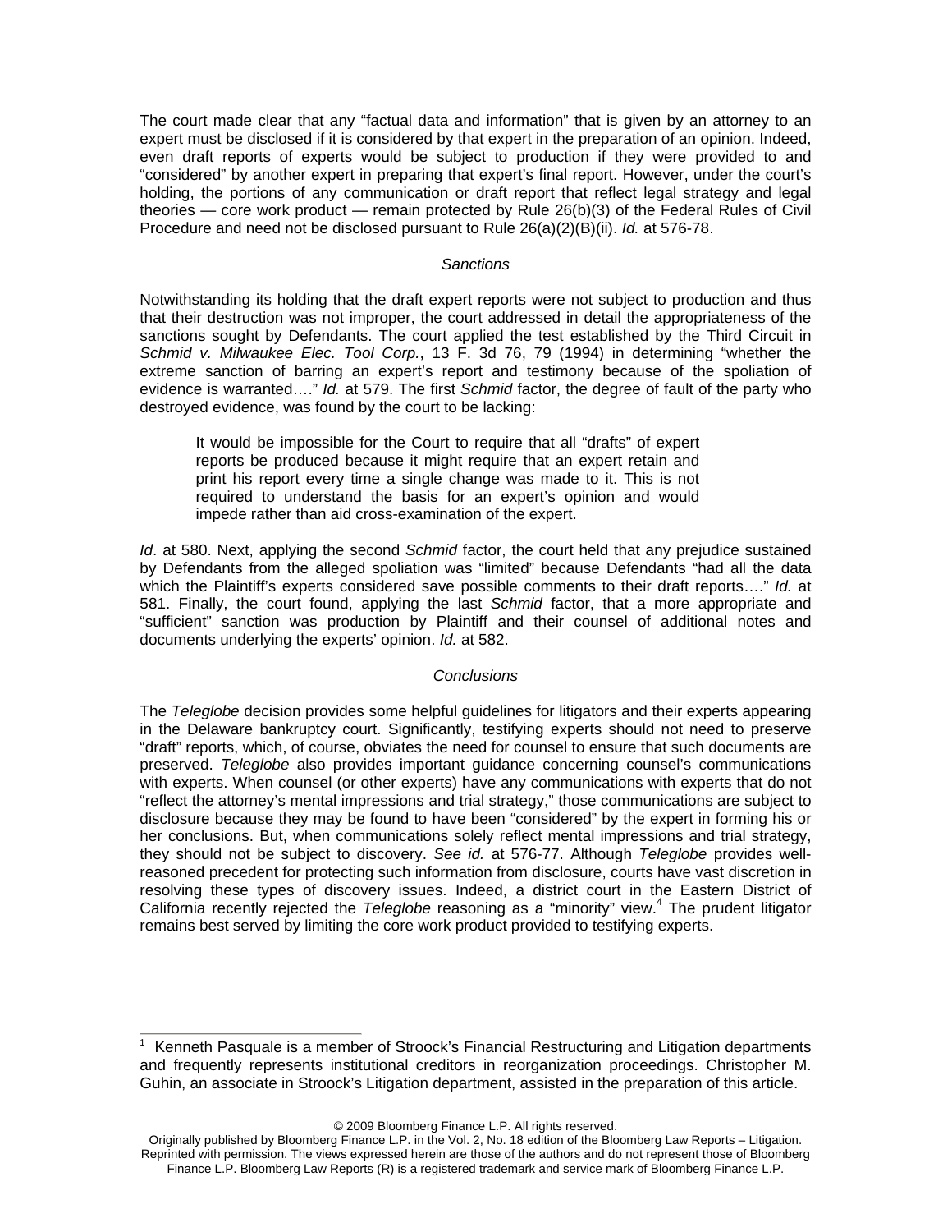The court made clear that any "factual data and information" that is given by an attorney to an expert must be disclosed if it is considered by that expert in the preparation of an opinion. Indeed, even draft reports of experts would be subject to production if they were provided to and "considered" by another expert in preparing that expert's final report. However, under the court's holding, the portions of any communication or draft report that reflect legal strategy and legal theories — core work product — remain protected by Rule 26(b)(3) of the Federal Rules of Civil Procedure and need not be disclosed pursuant to Rule 26(a)(2)(B)(ii). *Id.* at 576-78.

### *Sanctions*

Notwithstanding its holding that the draft expert reports were not subject to production and thus that their destruction was not improper, the court addressed in detail the appropriateness of the sanctions sought by Defendants. The court applied the test established by the Third Circuit in *Schmid v. Milwaukee Elec. Tool Corp.*, 13 F. 3d 76, 79 (1994) in determining "whether the extreme sanction of barring an expert's report and testimony because of the spoliation of evidence is warranted…." *Id.* at 579. The first *Schmid* factor, the degree of fault of the party who destroyed evidence, was found by the court to be lacking:

> It would be impossible for the Court to require that all "drafts" of expert reports be produced because it might require that an expert retain and print his report every time a single change was made to it. This is not required to understand the basis for an expert's opinion and would impede rather than aid cross-examination of the expert.

*Id*. at 580. Next, applying the second *Schmid* factor, the court held that any prejudice sustained by Defendants from the alleged spoliation was "limited" because Defendants "had all the data which the Plaintiff's experts considered save possible comments to their draft reports…." *Id.* at 581. Finally, the court found, applying the last *Schmid* factor, that a more appropriate and "sufficient" sanction was production by Plaintiff and their counsel of additional notes and documents underlying the experts' opinion. *Id.* at 582.

### *Conclusions*

The *Teleglobe* decision provides some helpful guidelines for litigators and their experts appearing in the Delaware bankruptcy court. Significantly, testifying experts should not need to preserve "draft" reports, which, of course, obviates the need for counsel to ensure that such documents are preserved. *Teleglobe* also provides important guidance concerning counsel's communications with experts. When counsel (or other experts) have any communications with experts that do not "reflect the attorney's mental impressions and trial strategy," those communications are subject to disclosure because they may be found to have been "considered" by the expert in forming his or her conclusions. But, when communications solely reflect mental impressions and trial strategy, they should not be subject to discovery. *See id.* at 576-77. Although *Teleglobe* provides well-reasoned precedent for protecting such information from disclosure, courts have vast discretion in resolving these types of discovery issues. Indeed, a district court in the Eastern District of California recently rejected the *Teleglobe* reasoning as a "minority" view.[4] The prudent litigator remains best served by limiting the core work product provided to testifying experts.

---

[1] Kenneth Pasquale is a member of Stroock's Financial Restructuring and Litigation departments and frequently represents institutional creditors in reorganization proceedings. Christopher M. Guhin, an associate in Stroock's Litigation department, assisted in the preparation of this article.

© 2009 Bloomberg Finance L.P. All rights reserved.
Originally published by Bloomberg Finance L.P. in the Vol. 2, No. 18 edition of the Bloomberg Law Reports – Litigation. Reprinted with permission. The views expressed herein are those of the authors and do not represent those of Bloomberg Finance L.P. Bloomberg Law Reports (R) is a registered trademark and service mark of Bloomberg Finance L.P.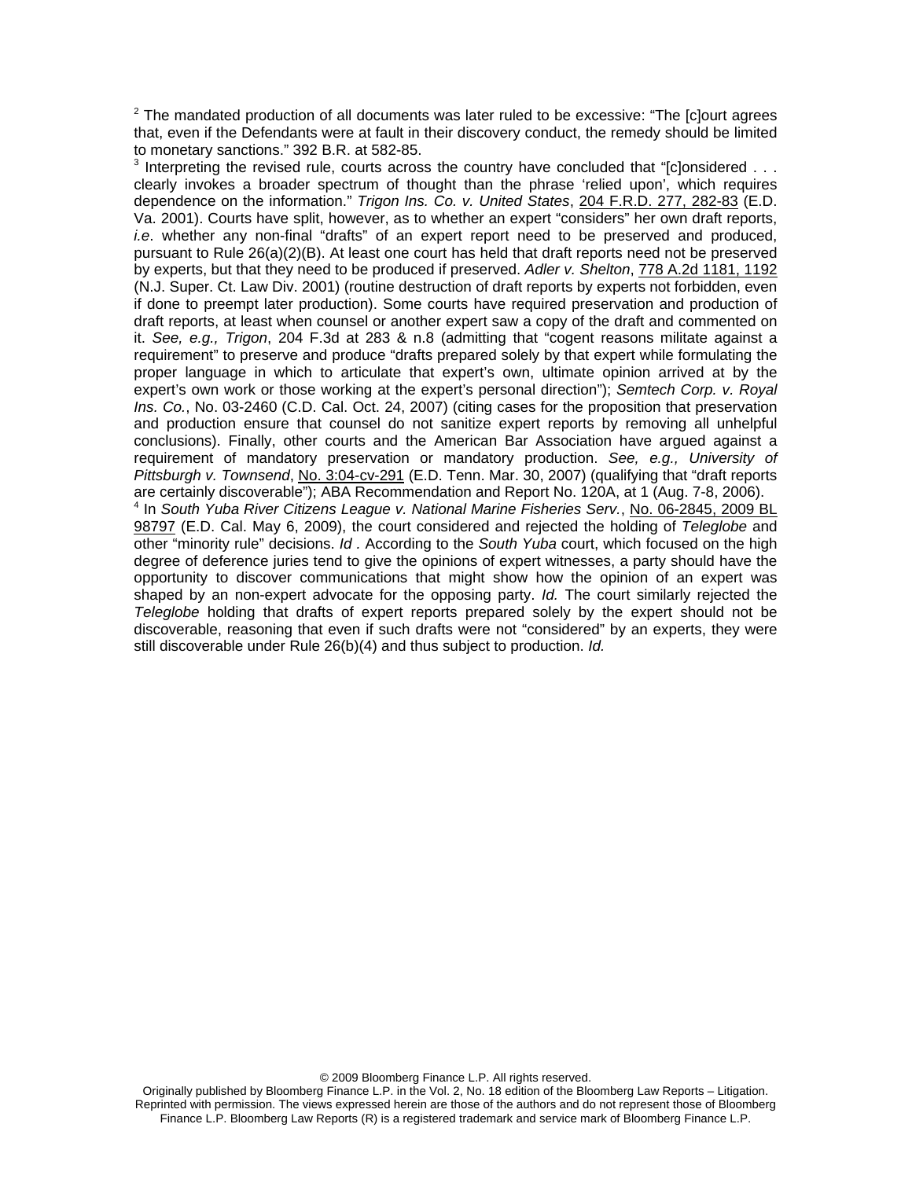[2] The mandated production of all documents was later ruled to be excessive: "The [c]ourt agrees that, even if the Defendants were at fault in their discovery conduct, the remedy should be limited to monetary sanctions." 392 B.R. at 582-85.

[3] Interpreting the revised rule, courts across the country have concluded that "[c]onsidered . . . clearly invokes a broader spectrum of thought than the phrase 'relied upon', which requires dependence on the information." *Trigon Ins. Co. v. United States*, 204 F.R.D. 277, 282-83 (E.D. Va. 2001). Courts have split, however, as to whether an expert "considers" her own draft reports, *i.e*. whether any non-final "drafts" of an expert report need to be preserved and produced, pursuant to Rule 26(a)(2)(B). At least one court has held that draft reports need not be preserved by experts, but that they need to be produced if preserved. *Adler v. Shelton*, 778 A.2d 1181, 1192 (N.J. Super. Ct. Law Div. 2001) (routine destruction of draft reports by experts not forbidden, even if done to preempt later production). Some courts have required preservation and production of draft reports, at least when counsel or another expert saw a copy of the draft and commented on it. *See, e.g., Trigon*, 204 F.3d at 283 & n.8 (admitting that "cogent reasons militate against a requirement" to preserve and produce "drafts prepared solely by that expert while formulating the proper language in which to articulate that expert's own, ultimate opinion arrived at by the expert's own work or those working at the expert's personal direction"); *Semtech Corp. v. Royal Ins. Co.*, No. 03-2460 (C.D. Cal. Oct. 24, 2007) (citing cases for the proposition that preservation and production ensure that counsel do not sanitize expert reports by removing all unhelpful conclusions). Finally, other courts and the American Bar Association have argued against a requirement of mandatory preservation or mandatory production. *See, e.g., University of Pittsburgh v. Townsend*, No. 3:04-cv-291 (E.D. Tenn. Mar. 30, 2007) (qualifying that "draft reports are certainly discoverable"); ABA Recommendation and Report No. 120A, at 1 (Aug. 7-8, 2006).

[4] In *South Yuba River Citizens League v. National Marine Fisheries Serv.*, No. 06-2845, 2009 BL 98797 (E.D. Cal. May 6, 2009), the court considered and rejected the holding of *Teleglobe* and other "minority rule" decisions. *Id* . According to the *South Yuba* court, which focused on the high degree of deference juries tend to give the opinions of expert witnesses, a party should have the opportunity to discover communications that might show how the opinion of an expert was shaped by an non-expert advocate for the opposing party. *Id.* The court similarly rejected the *Teleglobe* holding that drafts of expert reports prepared solely by the expert should not be discoverable, reasoning that even if such drafts were not "considered" by an experts, they were still discoverable under Rule 26(b)(4) and thus subject to production. *Id.*

© 2009 Bloomberg Finance L.P. All rights reserved.
Originally published by Bloomberg Finance L.P. in the Vol. 2, No. 18 edition of the Bloomberg Law Reports – Litigation. Reprinted with permission. The views expressed herein are those of the authors and do not represent those of Bloomberg Finance L.P. Bloomberg Law Reports (R) is a registered trademark and service mark of Bloomberg Finance L.P.